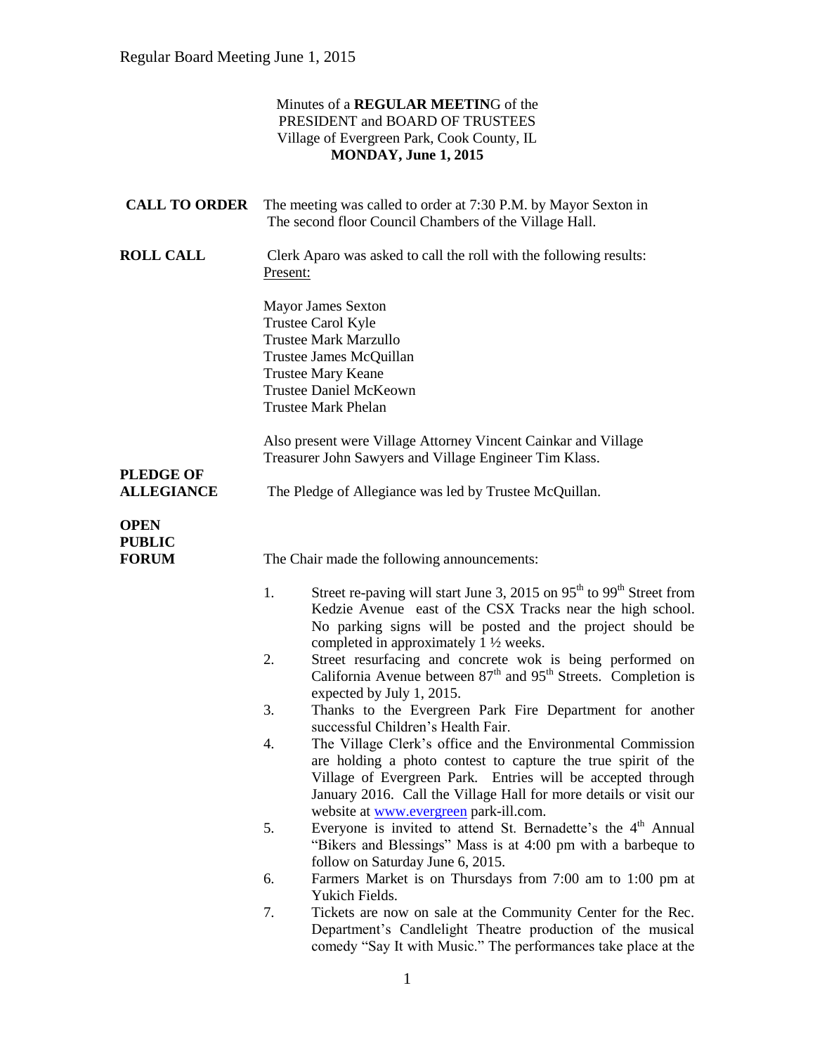Minutes of a **REGULAR MEETIN**G of the
PRESIDENT and BOARD OF TRUSTEES
Village of Evergreen Park, Cook County, IL
**MONDAY, June 1, 2015**

**CALL TO ORDER** The meeting was called to order at 7:30 P.M. by Mayor Sexton in The second floor Council Chambers of the Village Hall.

**ROLL CALL** Clerk Aparo was asked to call the roll with the following results:
Present:

Mayor James Sexton
Trustee Carol Kyle
Trustee Mark Marzullo
Trustee James McQuillan
Trustee Mary Keane
Trustee Daniel McKeown
Trustee Mark Phelan

Also present were Village Attorney Vincent Cainkar and Village Treasurer John Sawyers and Village Engineer Tim Klass.

**PLEDGE OF ALLEGIANCE** The Pledge of Allegiance was led by Trustee McQuillan.

**OPEN PUBLIC FORUM** The Chair made the following announcements:

1. Street re-paving will start June 3, 2015 on 95th to 99th Street from Kedzie Avenue east of the CSX Tracks near the high school. No parking signs will be posted and the project should be completed in approximately 1 ½ weeks.
2. Street resurfacing and concrete wok is being performed on California Avenue between 87th and 95th Streets. Completion is expected by July 1, 2015.
3. Thanks to the Evergreen Park Fire Department for another successful Children's Health Fair.
4. The Village Clerk's office and the Environmental Commission are holding a photo contest to capture the true spirit of the Village of Evergreen Park. Entries will be accepted through January 2016. Call the Village Hall for more details or visit our website at www.evergreen park-ill.com.
5. Everyone is invited to attend St. Bernadette's the 4th Annual "Bikers and Blessings" Mass is at 4:00 pm with a barbeque to follow on Saturday June 6, 2015.
6. Farmers Market is on Thursdays from 7:00 am to 1:00 pm at Yukich Fields.
7. Tickets are now on sale at the Community Center for the Rec. Department's Candlelight Theatre production of the musical comedy "Say It with Music." The performances take place at the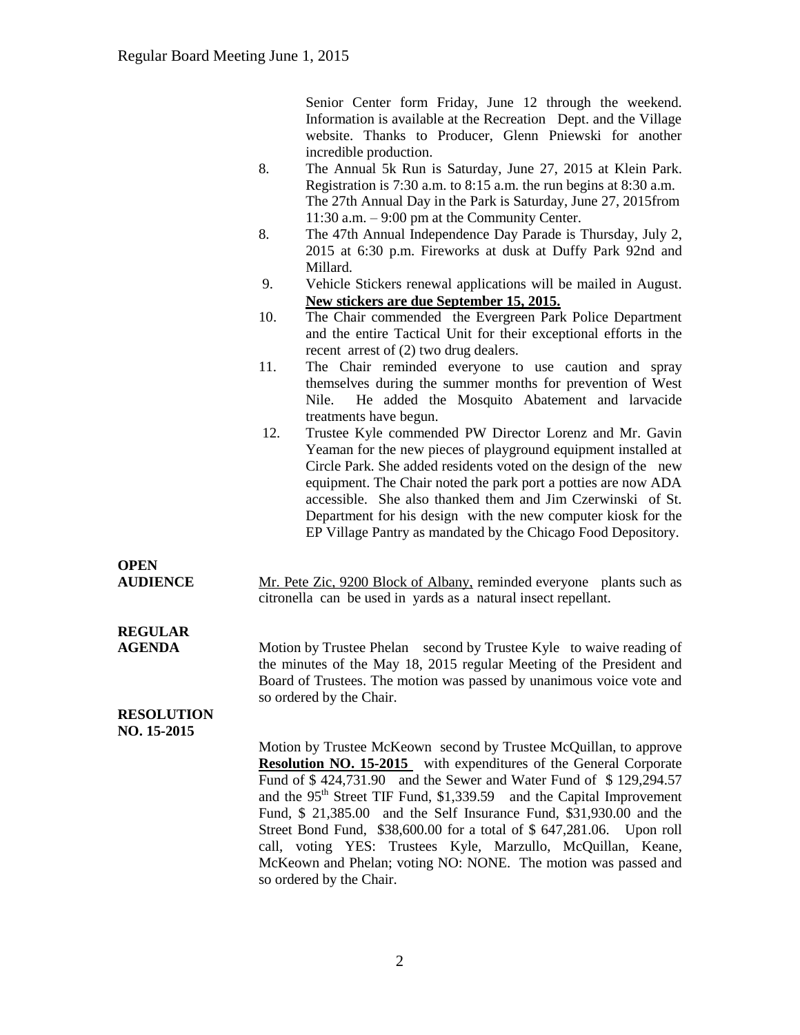Senior Center form Friday, June 12 through the weekend. Information is available at the Recreation Dept. and the Village website. Thanks to Producer, Glenn Pniewski for another incredible production.

8. The Annual 5k Run is Saturday, June 27, 2015 at Klein Park. Registration is 7:30 a.m. to 8:15 a.m. the run begins at 8:30 a.m. The 27th Annual Day in the Park is Saturday, June 27, 2015from 11:30 a.m. – 9:00 pm at the Community Center.
8. The 47th Annual Independence Day Parade is Thursday, July 2, 2015 at 6:30 p.m. Fireworks at dusk at Duffy Park 92nd and Millard.
9. Vehicle Stickers renewal applications will be mailed in August. **New stickers are due September 15, 2015.**
10. The Chair commended the Evergreen Park Police Department and the entire Tactical Unit for their exceptional efforts in the recent arrest of (2) two drug dealers.
11. The Chair reminded everyone to use caution and spray themselves during the summer months for prevention of West Nile. He added the Mosquito Abatement and larvacide treatments have begun.
12. Trustee Kyle commended PW Director Lorenz and Mr. Gavin Yeaman for the new pieces of playground equipment installed at Circle Park. She added residents voted on the design of the new equipment. The Chair noted the park port a potties are now ADA accessible. She also thanked them and Jim Czerwinski of St. Department for his design with the new computer kiosk for the EP Village Pantry as mandated by the Chicago Food Depository.

**OPEN AUDIENCE**

Mr. Pete Zic, 9200 Block of Albany, reminded everyone plants such as citronella can be used in yards as a natural insect repellant.

**REGULAR AGENDA**

Motion by Trustee Phelan second by Trustee Kyle to waive reading of the minutes of the May 18, 2015 regular Meeting of the President and Board of Trustees. The motion was passed by unanimous voice vote and so ordered by the Chair.

**RESOLUTION NO. 15-2015**

Motion by Trustee McKeown second by Trustee McQuillan, to approve **Resolution NO. 15-2015** with expenditures of the General Corporate Fund of $ 424,731.90 and the Sewer and Water Fund of $ 129,294.57 and the 95th Street TIF Fund, $1,339.59 and the Capital Improvement Fund, $ 21,385.00 and the Self Insurance Fund, $31,930.00 and the Street Bond Fund, $38,600.00 for a total of $ 647,281.06. Upon roll call, voting YES: Trustees Kyle, Marzullo, McQuillan, Keane, McKeown and Phelan; voting NO: NONE. The motion was passed and so ordered by the Chair.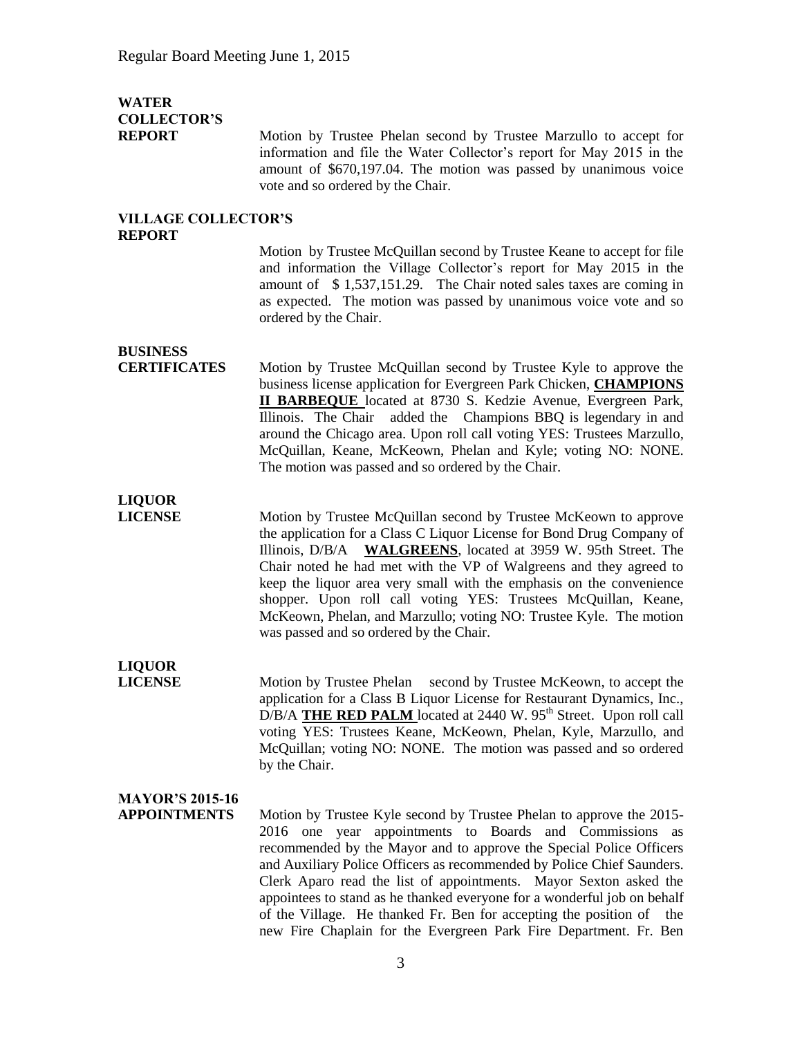**WATER COLLECTOR'S REPORT**

Motion by Trustee Phelan second by Trustee Marzullo to accept for information and file the Water Collector's report for May 2015 in the amount of $670,197.04. The motion was passed by unanimous voice vote and so ordered by the Chair.

**VILLAGE COLLECTOR'S REPORT**

Motion by Trustee McQuillan second by Trustee Keane to accept for file and information the Village Collector's report for May 2015 in the amount of $ 1,537,151.29. The Chair noted sales taxes are coming in as expected. The motion was passed by unanimous voice vote and so ordered by the Chair.

**BUSINESS CERTIFICATES**

Motion by Trustee McQuillan second by Trustee Kyle to approve the business license application for Evergreen Park Chicken, **CHAMPIONS II BARBEQUE** located at 8730 S. Kedzie Avenue, Evergreen Park, Illinois. The Chair added the Champions BBQ is legendary in and around the Chicago area. Upon roll call voting YES: Trustees Marzullo, McQuillan, Keane, McKeown, Phelan and Kyle; voting NO: NONE. The motion was passed and so ordered by the Chair.

**LIQUOR LICENSE**

Motion by Trustee McQuillan second by Trustee McKeown to approve the application for a Class C Liquor License for Bond Drug Company of Illinois, D/B/A **WALGREENS**, located at 3959 W. 95th Street. The Chair noted he had met with the VP of Walgreens and they agreed to keep the liquor area very small with the emphasis on the convenience shopper. Upon roll call voting YES: Trustees McQuillan, Keane, McKeown, Phelan, and Marzullo; voting NO: Trustee Kyle. The motion was passed and so ordered by the Chair.

**LIQUOR LICENSE**

Motion by Trustee Phelan second by Trustee McKeown, to accept the application for a Class B Liquor License for Restaurant Dynamics, Inc., D/B/A **THE RED PALM** located at 2440 W. 95th Street. Upon roll call voting YES: Trustees Keane, McKeown, Phelan, Kyle, Marzullo, and McQuillan; voting NO: NONE. The motion was passed and so ordered by the Chair.

**MAYOR'S 2015-16 APPOINTMENTS**

Motion by Trustee Kyle second by Trustee Phelan to approve the 2015-2016 one year appointments to Boards and Commissions as recommended by the Mayor and to approve the Special Police Officers and Auxiliary Police Officers as recommended by Police Chief Saunders. Clerk Aparo read the list of appointments. Mayor Sexton asked the appointees to stand as he thanked everyone for a wonderful job on behalf of the Village. He thanked Fr. Ben for accepting the position of the new Fire Chaplain for the Evergreen Park Fire Department. Fr. Ben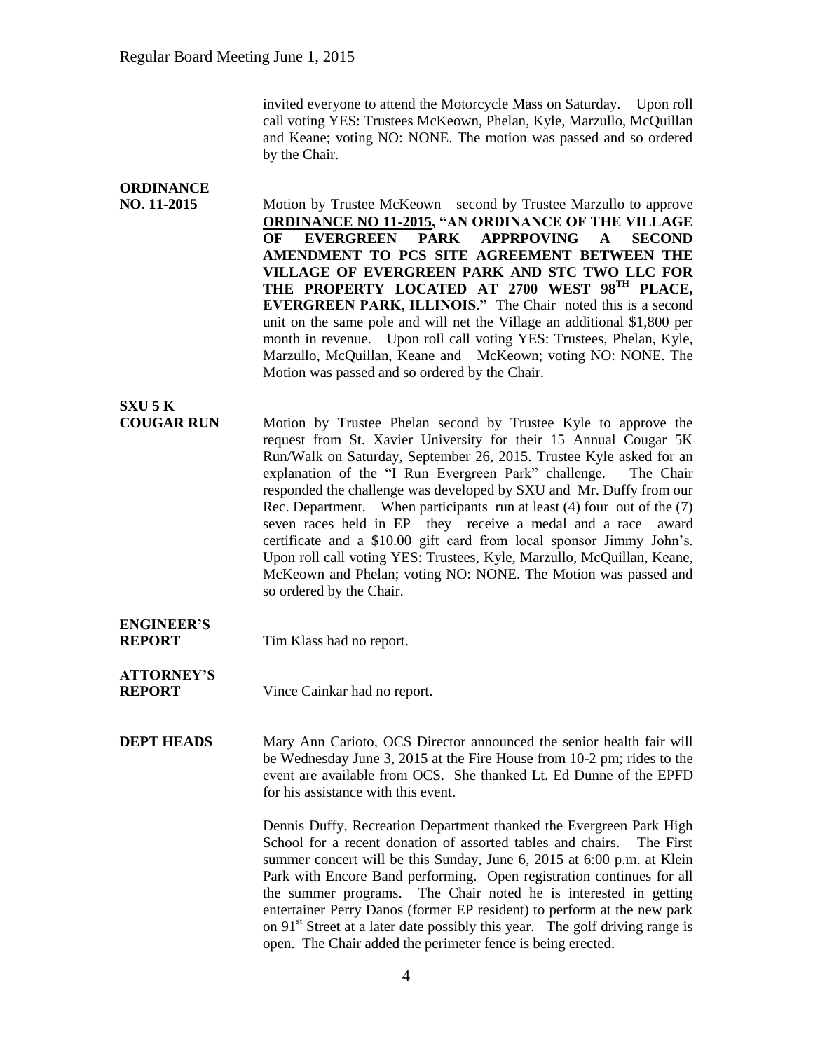invited everyone to attend the Motorcycle Mass on Saturday. Upon roll call voting YES: Trustees McKeown, Phelan, Kyle, Marzullo, McQuillan and Keane; voting NO: NONE. The motion was passed and so ordered by the Chair.

**ORDINANCE NO. 11-2015**

Motion by Trustee McKeown second by Trustee Marzullo to approve **ORDINANCE NO 11-2015, "AN ORDINANCE OF THE VILLAGE OF EVERGREEN PARK APPRPOVING A SECOND AMENDMENT TO PCS SITE AGREEMENT BETWEEN THE VILLAGE OF EVERGREEN PARK AND STC TWO LLC FOR THE PROPERTY LOCATED AT 2700 WEST 98$^{TH}$ PLACE, EVERGREEN PARK, ILLINOIS."** The Chair noted this is a second unit on the same pole and will net the Village an additional $1,800 per month in revenue. Upon roll call voting YES: Trustees, Phelan, Kyle, Marzullo, McQuillan, Keane and McKeown; voting NO: NONE. The Motion was passed and so ordered by the Chair.

**SXU 5 K COUGAR RUN**

Motion by Trustee Phelan second by Trustee Kyle to approve the request from St. Xavier University for their 15 Annual Cougar 5K Run/Walk on Saturday, September 26, 2015. Trustee Kyle asked for an explanation of the "I Run Evergreen Park" challenge. The Chair responded the challenge was developed by SXU and Mr. Duffy from our Rec. Department. When participants run at least (4) four out of the (7) seven races held in EP they receive a medal and a race award certificate and a $10.00 gift card from local sponsor Jimmy John's. Upon roll call voting YES: Trustees, Kyle, Marzullo, McQuillan, Keane, McKeown and Phelan; voting NO: NONE. The Motion was passed and so ordered by the Chair.

**ENGINEER'S REPORT**

Tim Klass had no report.

**ATTORNEY'S REPORT**

Vince Cainkar had no report.

**DEPT HEADS**

Mary Ann Carioto, OCS Director announced the senior health fair will be Wednesday June 3, 2015 at the Fire House from 10-2 pm; rides to the event are available from OCS. She thanked Lt. Ed Dunne of the EPFD for his assistance with this event.

Dennis Duffy, Recreation Department thanked the Evergreen Park High School for a recent donation of assorted tables and chairs. The First summer concert will be this Sunday, June 6, 2015 at 6:00 p.m. at Klein Park with Encore Band performing. Open registration continues for all the summer programs. The Chair noted he is interested in getting entertainer Perry Danos (former EP resident) to perform at the new park on 91$^{st}$ Street at a later date possibly this year. The golf driving range is open. The Chair added the perimeter fence is being erected.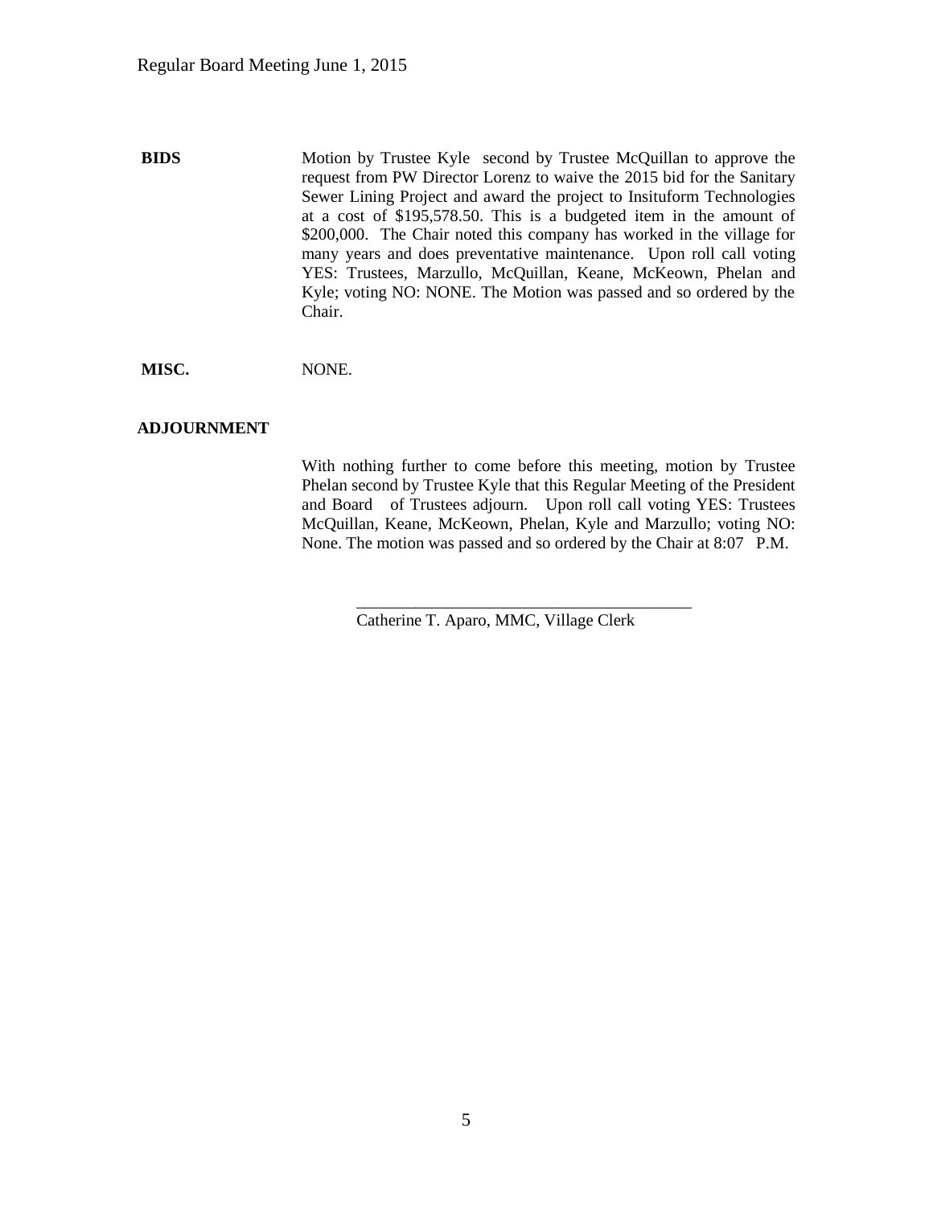**BIDS** Motion by Trustee Kyle second by Trustee McQuillan to approve the request from PW Director Lorenz to waive the 2015 bid for the Sanitary Sewer Lining Project and award the project to Insituform Technologies at a cost of $195,578.50. This is a budgeted item in the amount of $200,000. The Chair noted this company has worked in the village for many years and does preventative maintenance. Upon roll call voting YES: Trustees, Marzullo, McQuillan, Keane, McKeown, Phelan and Kyle; voting NO: NONE. The Motion was passed and so ordered by the Chair.

**MISC.** NONE.

**ADJOURNMENT**

With nothing further to come before this meeting, motion by Trustee Phelan second by Trustee Kyle that this Regular Meeting of the President and Board of Trustees adjourn. Upon roll call voting YES: Trustees McQuillan, Keane, McKeown, Phelan, Kyle and Marzullo; voting NO: None. The motion was passed and so ordered by the Chair at 8:07 P.M.

\_\_\_\_\_\_\_\_\_\_\_\_\_\_\_\_\_\_\_\_\_\_\_\_\_\_\_\_\_\_\_\_\_\_\_\_\_\_\_\_

Catherine T. Aparo, MMC, Village Clerk